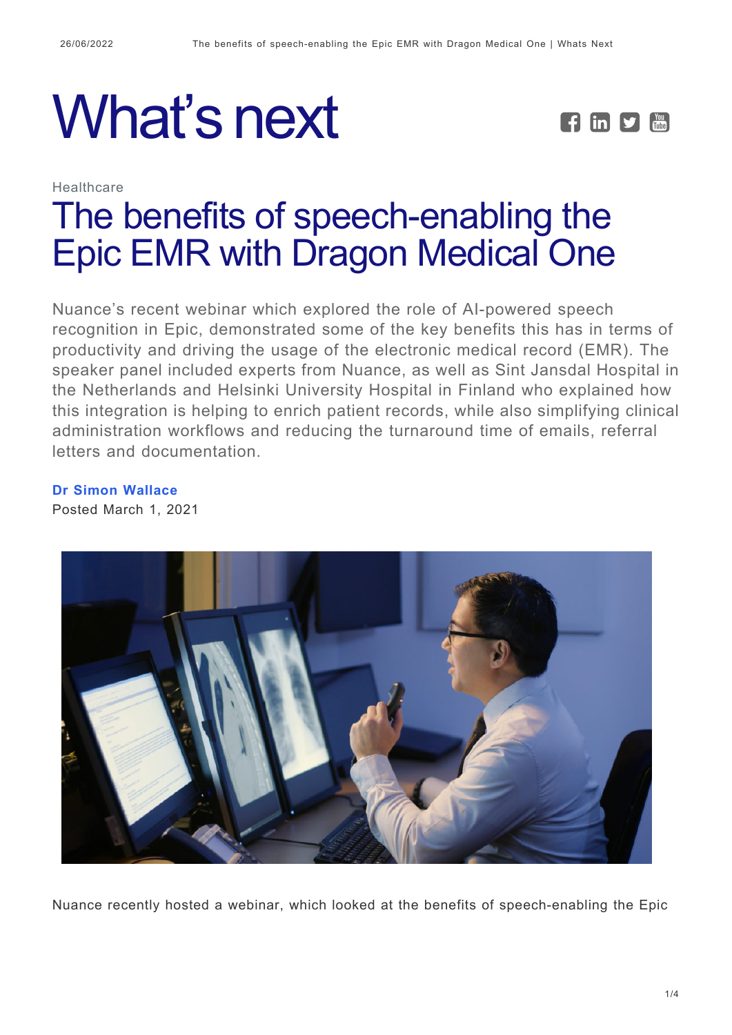# What's next

Healthcare

## The benefits of speech-enabling the Epic EMR with Dragon Medical One

Nuance's recent webinar which explored the role of AI-powered speech recognition in Epic, demonstrated some of the key benefits this has in terms of productivity and driving the usage of the electronic medical record (EMR). The speaker panel included experts from Nuance, as well as Sint Jansdal Hospital in the Netherlands and Helsinki University Hospital in Finland who explained how this integration is helping to enrich patient records, while also simplifying clinical administration workflows and reducing the turnaround time of emails, referral letters and documentation.

**Dr Simon Wallace**
Posted March 1, 2021

Nuance recently hosted a webinar, which looked at the benefits of speech-enabling the Epic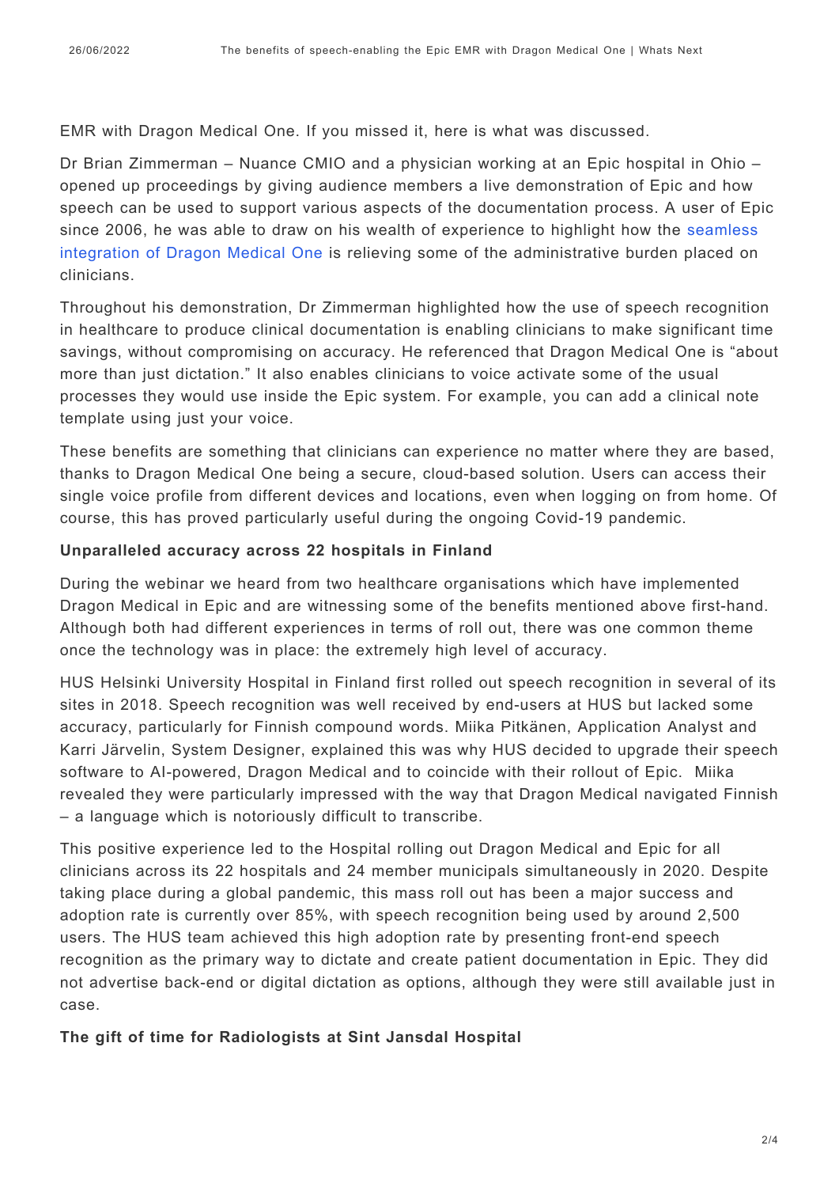EMR with Dragon Medical One. If you missed it, here is what was discussed.

Dr Brian Zimmerman – Nuance CMIO and a physician working at an Epic hospital in Ohio – opened up proceedings by giving audience members a live demonstration of Epic and how speech can be used to support various aspects of the documentation process. A user of Epic since 2006, he was able to draw on his wealth of experience to highlight how the seamless integration of Dragon Medical One is relieving some of the administrative burden placed on clinicians.

Throughout his demonstration, Dr Zimmerman highlighted how the use of speech recognition in healthcare to produce clinical documentation is enabling clinicians to make significant time savings, without compromising on accuracy. He referenced that Dragon Medical One is "about more than just dictation." It also enables clinicians to voice activate some of the usual processes they would use inside the Epic system. For example, you can add a clinical note template using just your voice.

These benefits are something that clinicians can experience no matter where they are based, thanks to Dragon Medical One being a secure, cloud-based solution. Users can access their single voice profile from different devices and locations, even when logging on from home. Of course, this has proved particularly useful during the ongoing Covid-19 pandemic.

**Unparalleled accuracy across 22 hospitals in Finland**

During the webinar we heard from two healthcare organisations which have implemented Dragon Medical in Epic and are witnessing some of the benefits mentioned above first-hand. Although both had different experiences in terms of roll out, there was one common theme once the technology was in place: the extremely high level of accuracy.

HUS Helsinki University Hospital in Finland first rolled out speech recognition in several of its sites in 2018. Speech recognition was well received by end-users at HUS but lacked some accuracy, particularly for Finnish compound words. Miika Pitkänen, Application Analyst and Karri Järvelin, System Designer, explained this was why HUS decided to upgrade their speech software to AI-powered, Dragon Medical and to coincide with their rollout of Epic. Miika revealed they were particularly impressed with the way that Dragon Medical navigated Finnish – a language which is notoriously difficult to transcribe.

This positive experience led to the Hospital rolling out Dragon Medical and Epic for all clinicians across its 22 hospitals and 24 member municipals simultaneously in 2020. Despite taking place during a global pandemic, this mass roll out has been a major success and adoption rate is currently over 85%, with speech recognition being used by around 2,500 users. The HUS team achieved this high adoption rate by presenting front-end speech recognition as the primary way to dictate and create patient documentation in Epic. They did not advertise back-end or digital dictation as options, although they were still available just in case.

**The gift of time for Radiologists at Sint Jansdal Hospital**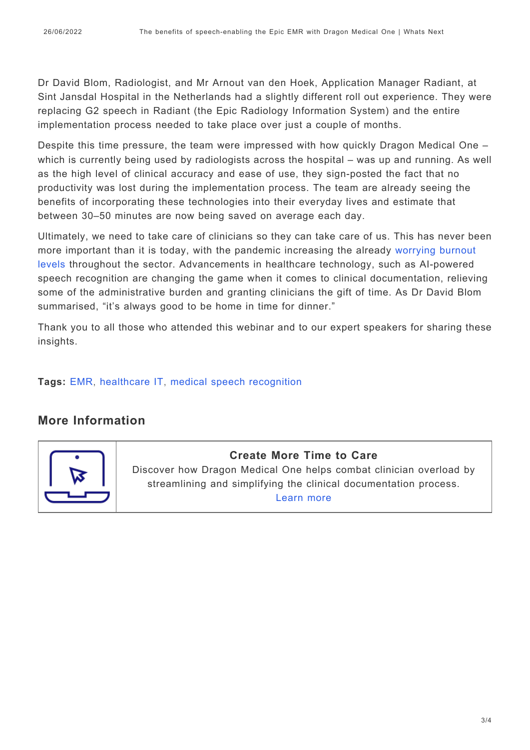Dr David Blom, Radiologist, and Mr Arnout van den Hoek, Application Manager Radiant, at Sint Jansdal Hospital in the Netherlands had a slightly different roll out experience. They were replacing G2 speech in Radiant (the Epic Radiology Information System) and the entire implementation process needed to take place over just a couple of months.

Despite this time pressure, the team were impressed with how quickly Dragon Medical One – which is currently being used by radiologists across the hospital – was up and running. As well as the high level of clinical accuracy and ease of use, they sign-posted the fact that no productivity was lost during the implementation process. The team are already seeing the benefits of incorporating these technologies into their everyday lives and estimate that between 30–50 minutes are now being saved on average each day.

Ultimately, we need to take care of clinicians so they can take care of us. This has never been more important than it is today, with the pandemic increasing the already worrying burnout levels throughout the sector. Advancements in healthcare technology, such as AI-powered speech recognition are changing the game when it comes to clinical documentation, relieving some of the administrative burden and granting clinicians the gift of time. As Dr David Blom summarised, "it's always good to be home in time for dinner."

Thank you to all those who attended this webinar and to our expert speakers for sharing these insights.

**Tags:** EMR, healthcare IT, medical speech recognition

## More Information

**Create More Time to Care**

Discover how Dragon Medical One helps combat clinician overload by streamlining and simplifying the clinical documentation process.

Learn more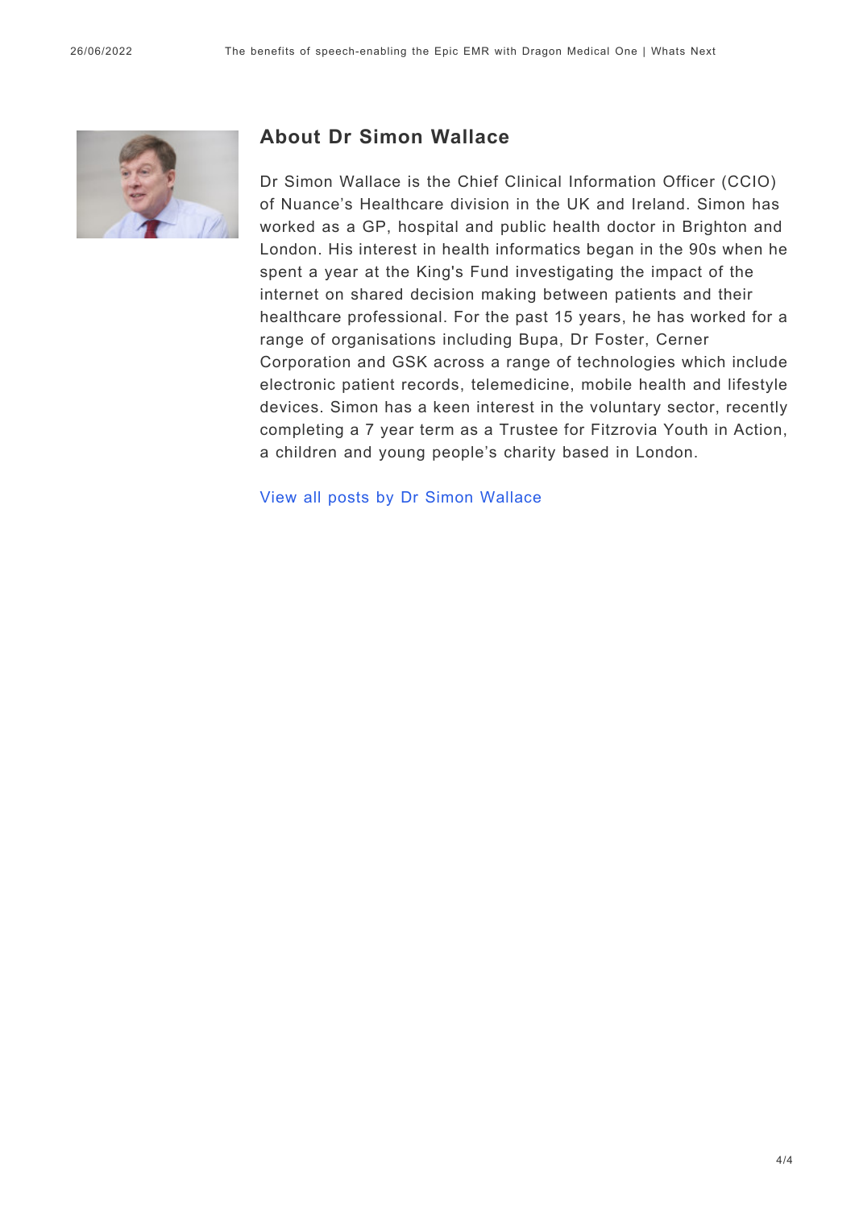## About Dr Simon Wallace

Dr Simon Wallace is the Chief Clinical Information Officer (CCIO) of Nuance's Healthcare division in the UK and Ireland. Simon has worked as a GP, hospital and public health doctor in Brighton and London. His interest in health informatics began in the 90s when he spent a year at the King's Fund investigating the impact of the internet on shared decision making between patients and their healthcare professional. For the past 15 years, he has worked for a range of organisations including Bupa, Dr Foster, Cerner Corporation and GSK across a range of technologies which include electronic patient records, telemedicine, mobile health and lifestyle devices. Simon has a keen interest in the voluntary sector, recently completing a 7 year term as a Trustee for Fitzrovia Youth in Action, a children and young people's charity based in London.

View all posts by Dr Simon Wallace